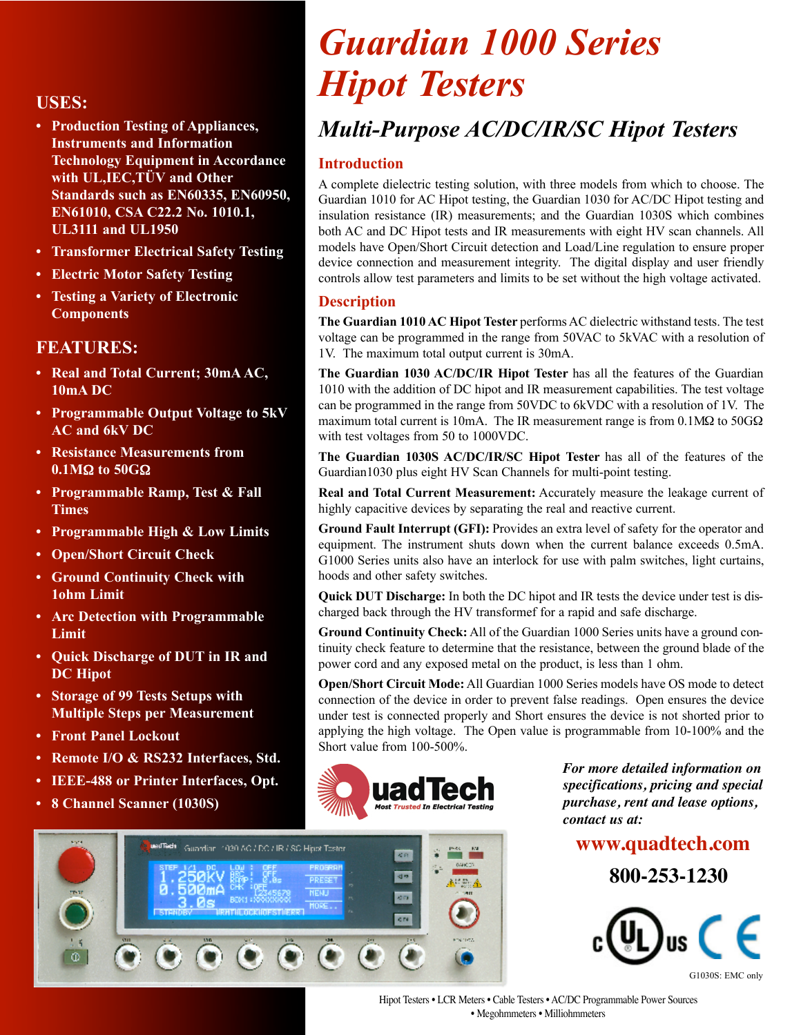# Guardian 1000 Series Hipot Testers

## Multi-Purpose AC/DC/IR/SC Hipot Testers

### USES:

- **Production Testing of Appliances, Instruments and Information Technology Equipment in Accordance with UL,IEC,TÜV and Other Standards such as EN60335, EN60950, EN61010, CSA C22.2 No. 1010.1, UL3111 and UL1950**
- **Transformer Electrical Safety Testing**
- **Electric Motor Safety Testing**
- **Testing a Variety of Electronic Components**

### FEATURES:

- **Real and Total Current; 30mA AC, 10mA DC**
- **Programmable Output Voltage to 5kV AC and 6kV DC**
- **Resistance Measurements from 0.1MΩ to 50GΩ**
- **Programmable Ramp, Test & Fall Times**
- **Programmable High & Low Limits**
- **Open/Short Circuit Check**
- **Ground Continuity Check with 1ohm Limit**
- **Arc Detection with Programmable Limit**
- **Quick Discharge of DUT in IR and DC Hipot**
- **Storage of 99 Tests Setups with Multiple Steps per Measurement**
- **Front Panel Lockout**
- **Remote I/O & RS232 Interfaces, Std.**
- **IEEE-488 or Printer Interfaces, Opt.**
- **8 Channel Scanner (1030S)**

### Introduction

A complete dielectric testing solution, with three models from which to choose. The Guardian 1010 for AC Hipot testing, the Guardian 1030 for AC/DC Hipot testing and insulation resistance (IR) measurements; and the Guardian 1030S which combines both AC and DC Hipot tests and IR measurements with eight HV scan channels. All models have Open/Short Circuit detection and Load/Line regulation to ensure proper device connection and measurement integrity. The digital display and user friendly controls allow test parameters and limits to be set without the high voltage activated.

### Description

**The Guardian 1010 AC Hipot Tester** performs AC dielectric withstand tests. The test voltage can be programmed in the range from 50VAC to 5kVAC with a resolution of 1V. The maximum total output current is 30mA.

**The Guardian 1030 AC/DC/IR Hipot Tester** has all the features of the Guardian 1010 with the addition of DC hipot and IR measurement capabilities. The test voltage can be programmed in the range from 50VDC to 6kVDC with a resolution of 1V. The maximum total current is 10mA. The IR measurement range is from 0.1MΩ to 50GΩ with test voltages from 50 to 1000VDC.

**The Guardian 1030S AC/DC/IR/SC Hipot Tester** has all of the features of the Guardian1030 plus eight HV Scan Channels for multi-point testing.

**Real and Total Current Measurement:** Accurately measure the leakage current of highly capacitive devices by separating the real and reactive current.

**Ground Fault Interrupt (GFI):** Provides an extra level of safety for the operator and equipment. The instrument shuts down when the current balance exceeds 0.5mA. G1000 Series units also have an interlock for use with palm switches, light curtains, hoods and other safety switches.

**Quick DUT Discharge:** In both the DC hipot and IR tests the device under test is discharged back through the HV transformef for a rapid and safe discharge.

**Ground Continuity Check:** All of the Guardian 1000 Series units have a ground continuity check feature to determine that the resistance, between the ground blade of the power cord and any exposed metal on the product, is less than 1 ohm.

**Open/Short Circuit Mode:** All Guardian 1000 Series models have OS mode to detect connection of the device in order to prevent false readings. Open ensures the device under test is connected properly and Short ensures the device is not shorted prior to applying the high voltage. The Open value is programmable from 10-100% and the Short value from 100-500%.

QuadTech — Most Trusted In Electrical Testing

*For more detailed information on specifications, pricing and special purchase, rent and lease options, contact us at:*

**www.quadtech.com**

**800-253-1230**

G1030S: EMC only

Hipot Testers • LCR Meters • Cable Testers • AC/DC Programmable Power Sources • Megohmmeters • Milliohmmeters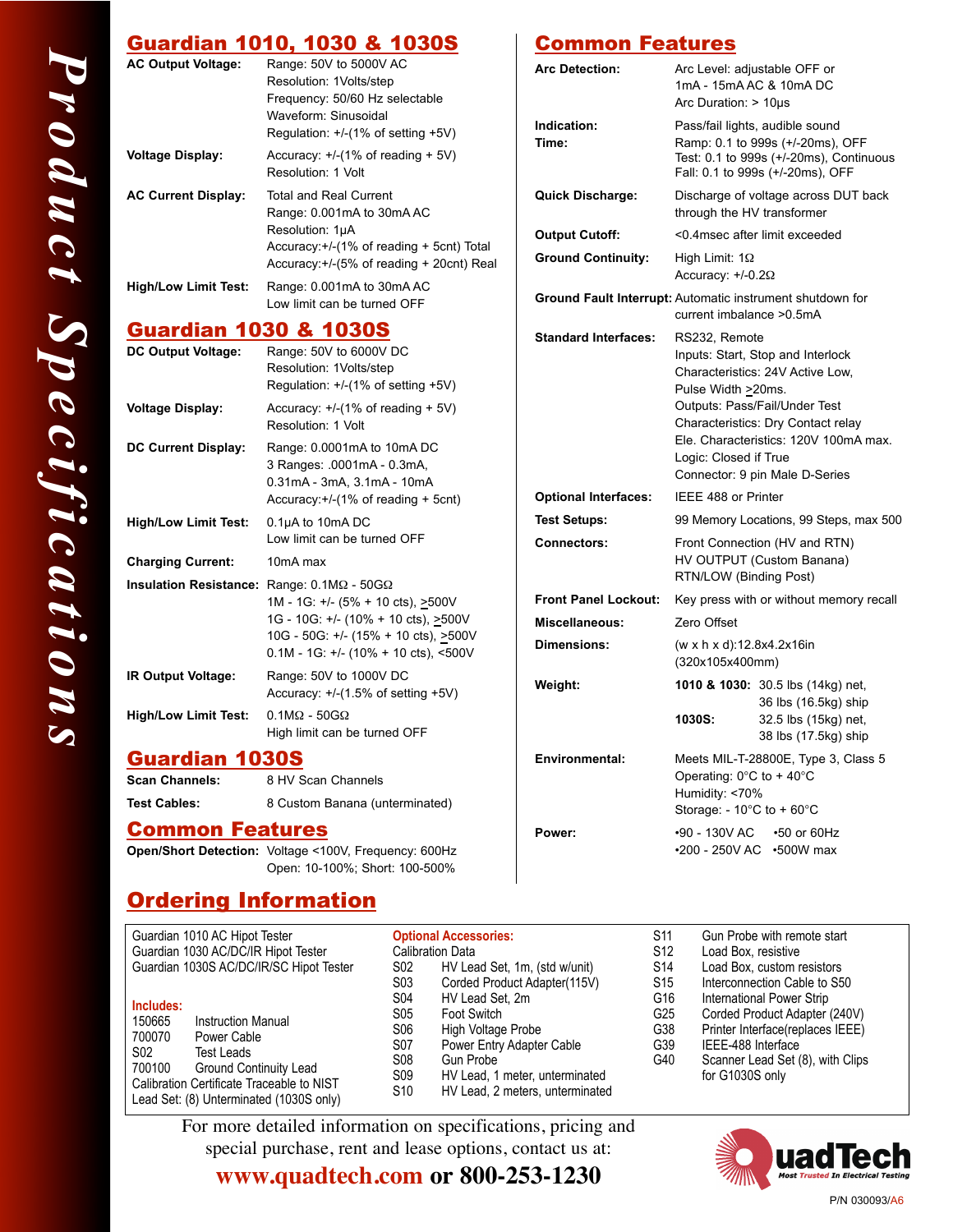# Product Specifications

## Guardian 1010, 1030 & 1030S

| | |
|---|---|
| **AC Output Voltage:** | Range: 50V to 5000V AC<br>Resolution: 1Volts/step<br>Frequency: 50/60 Hz selectable<br>Waveform: Sinusoidal<br>Regulation: +/-(1% of setting +5V) |
| **Voltage Display:** | Accuracy: +/-(1% of reading + 5V)<br>Resolution: 1 Volt |
| **AC Current Display:** | Total and Real Current<br>Range: 0.001mA to 30mA AC<br>Resolution: 1µA<br>Accuracy:+/-(1% of reading + 5cnt) Total<br>Accuracy:+/-(5% of reading + 20cnt) Real |
| **High/Low Limit Test:** | Range: 0.001mA to 30mA AC<br>Low limit can be turned OFF |

## Guardian 1030 & 1030S

| | |
|---|---|
| **DC Output Voltage:** | Range: 50V to 6000V DC<br>Resolution: 1Volts/step<br>Regulation: +/-(1% of setting +5V) |
| **Voltage Display:** | Accuracy: +/-(1% of reading + 5V)<br>Resolution: 1 Volt |
| **DC Current Display:** | Range: 0.0001mA to 10mA DC<br>3 Ranges: .0001mA - 0.3mA,<br>0.31mA - 3mA, 3.1mA - 10mA<br>Accuracy:+/-(1% of reading + 5cnt) |
| **High/Low Limit Test:** | 0.1µA to 10mA DC<br>Low limit can be turned OFF |
| **Charging Current:** | 10mA max |
| **Insulation Resistance:** | Range: 0.1MΩ - 50GΩ<br>1M - 1G: +/- (5% + 10 cts), ≥500V<br>1G - 10G: +/- (10% + 10 cts), ≥500V<br>10G - 50G: +/- (15% + 10 cts), ≥500V<br>0.1M - 1G: +/- (10% + 10 cts), <500V |
| **IR Output Voltage:** | Range: 50V to 1000V DC<br>Accuracy: +/-(1.5% of setting +5V) |
| **High/Low Limit Test:** | 0.1MΩ - 50GΩ<br>High limit can be turned OFF |

## Guardian 1030S

| | |
|---|---|
| **Scan Channels:** | 8 HV Scan Channels |
| **Test Cables:** | 8 Custom Banana (unterminated) |

## Common Features

| | |
|---|---|
| **Open/Short Detection:** | Voltage <100V, Frequency: 600Hz<br>Open: 10-100%; Short: 100-500% |

## Common Features

| | |
|---|---|
| **Arc Detection:** | Arc Level: adjustable OFF or<br>1mA - 15mA AC & 10mA DC<br>Arc Duration: > 10µs |
| **Indication:** | Pass/fail lights, audible sound |
| **Time:** | Ramp: 0.1 to 999s (+/-20ms), OFF<br>Test: 0.1 to 999s (+/-20ms), Continuous<br>Fall: 0.1 to 999s (+/-20ms), OFF |
| **Quick Discharge:** | Discharge of voltage across DUT back through the HV transformer |
| **Output Cutoff:** | <0.4msec after limit exceeded |
| **Ground Continuity:** | High Limit: 1Ω<br>Accuracy: +/-0.2Ω |
| **Ground Fault Interrupt:** | Automatic instrument shutdown for current imbalance >0.5mA |
| **Standard Interfaces:** | RS232, Remote<br>Inputs: Start, Stop and Interlock<br>Characteristics: 24V Active Low,<br>Pulse Width ≥20ms.<br>Outputs: Pass/Fail/Under Test<br>Characteristics: Dry Contact relay<br>Ele. Characteristics: 120V 100mA max.<br>Logic: Closed if True<br>Connector: 9 pin Male D-Series |
| **Optional Interfaces:** | IEEE 488 or Printer |
| **Test Setups:** | 99 Memory Locations, 99 Steps, max 500 |
| **Connectors:** | Front Connection (HV and RTN)<br>HV OUTPUT (Custom Banana)<br>RTN/LOW (Binding Post) |
| **Front Panel Lockout:** | Key press with or without memory recall |
| **Miscellaneous:** | Zero Offset |
| **Dimensions:** | (w x h x d):12.8x4.2x16in<br>(320x105x400mm) |
| **Weight:** | **1010 & 1030:** 30.5 lbs (14kg) net, 36 lbs (16.5kg) ship<br>**1030S:** 32.5 lbs (15kg) net, 38 lbs (17.5kg) ship |
| **Environmental:** | Meets MIL-T-28800E, Type 3, Class 5<br>Operating: 0°C to + 40°C<br>Humidity: <70%<br>Storage: - 10°C to + 60°C |
| **Power:** | •90 - 130V AC •50 or 60Hz<br>•200 - 250V AC •500W max |

## Ordering Information

Guardian 1010 AC Hipot Tester
Guardian 1030 AC/DC/IR Hipot Tester
Guardian 1030S AC/DC/IR/SC Hipot Tester

**Includes:**

| | |
|---|---|
| 150665 | Instruction Manual |
| 700070 | Power Cable |
| S02 | Test Leads |
| 700100 | Ground Continuity Lead |

Calibration Certificate Traceable to NIST
Lead Set: (8) Unterminated (1030S only)

**Optional Accessories:**

Calibration Data

| | |
|---|---|
| S02 | HV Lead Set, 1m, (std w/unit) |
| S03 | Corded Product Adapter(115V) |
| S04 | HV Lead Set, 2m |
| S05 | Foot Switch |
| S06 | High Voltage Probe |
| S07 | Power Entry Adapter Cable |
| S08 | Gun Probe |
| S09 | HV Lead, 1 meter, unterminated |
| S10 | HV Lead, 2 meters, unterminated |
| S11 | Gun Probe with remote start |
| S12 | Load Box, resistive |
| S14 | Load Box, custom resistors |
| S15 | Interconnection Cable to S50 |
| G16 | International Power Strip |
| G25 | Corded Product Adapter (240V) |
| G38 | Printer Interface(replaces IEEE) |
| G39 | IEEE-488 Interface |
| G40 | Scanner Lead Set (8), with Clips for G1030S only |

For more detailed information on specifications, pricing and special purchase, rent and lease options, contact us at:

**www.quadtech.com or 800-253-1230**

QuadTech — Most Trusted In Electrical Testing

P/N 030093/A6